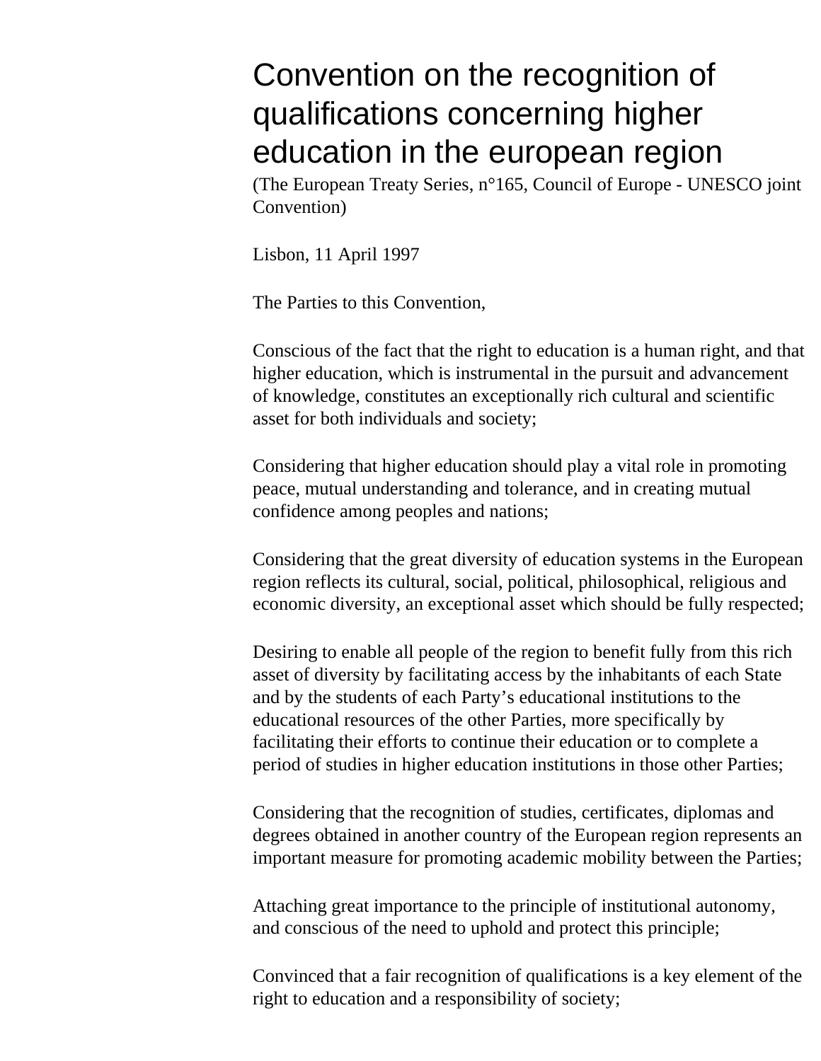# Convention on the recognition of qualifications concerning higher education in the european region

(The European Treaty Series, n°165, Council of Europe - UNESCO joint Convention)

Lisbon, 11 April 1997

The Parties to this Convention,

Conscious of the fact that the right to education is a human right, and that higher education, which is instrumental in the pursuit and advancement of knowledge, constitutes an exceptionally rich cultural and scientific asset for both individuals and society;

Considering that higher education should play a vital role in promoting peace, mutual understanding and tolerance, and in creating mutual confidence among peoples and nations;

Considering that the great diversity of education systems in the European region reflects its cultural, social, political, philosophical, religious and economic diversity, an exceptional asset which should be fully respected;

Desiring to enable all people of the region to benefit fully from this rich asset of diversity by facilitating access by the inhabitants of each State and by the students of each Party's educational institutions to the educational resources of the other Parties, more specifically by facilitating their efforts to continue their education or to complete a period of studies in higher education institutions in those other Parties;

Considering that the recognition of studies, certificates, diplomas and degrees obtained in another country of the European region represents an important measure for promoting academic mobility between the Parties;

Attaching great importance to the principle of institutional autonomy, and conscious of the need to uphold and protect this principle;

Convinced that a fair recognition of qualifications is a key element of the right to education and a responsibility of society;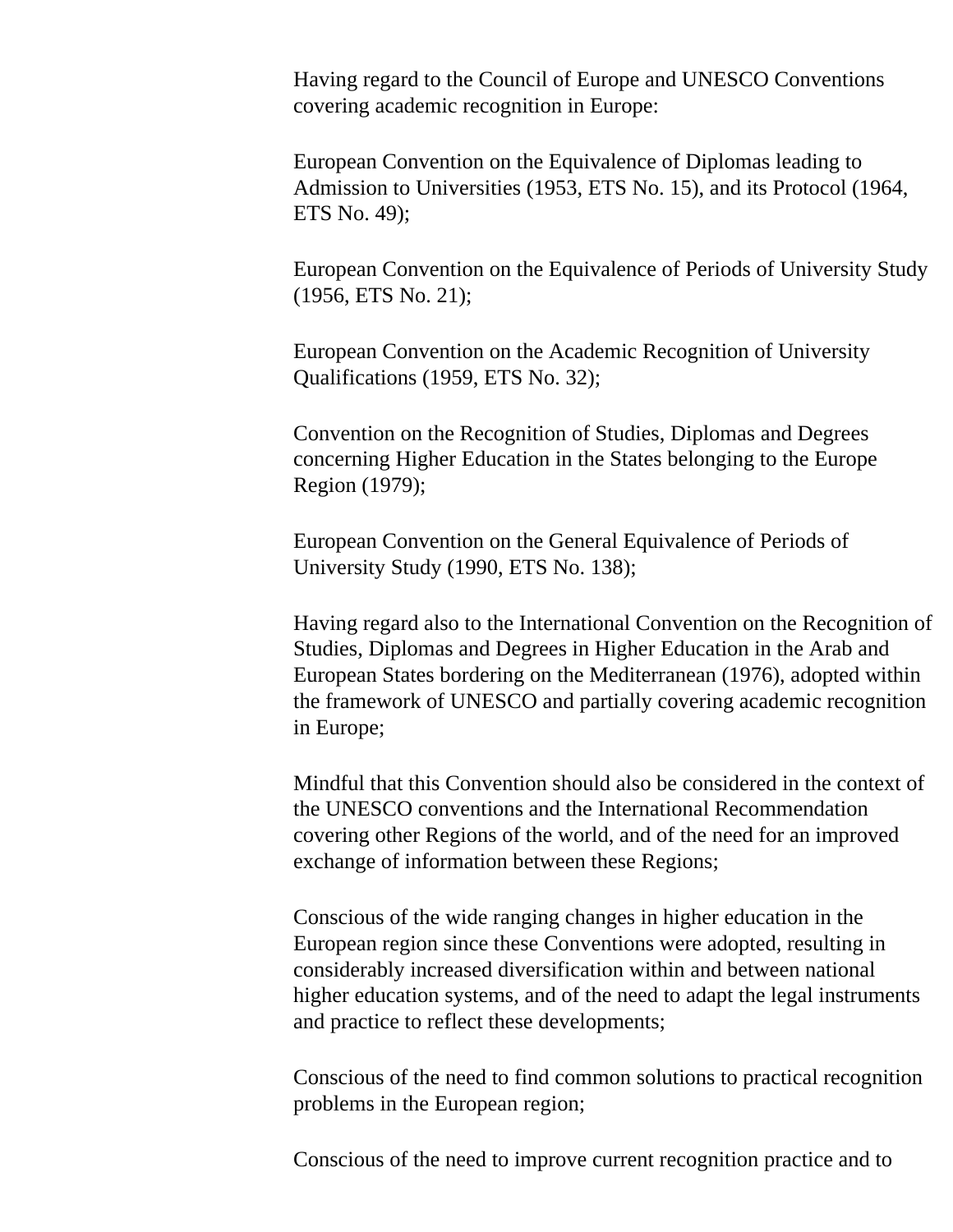Having regard to the Council of Europe and UNESCO Conventions covering academic recognition in Europe:

European Convention on the Equivalence of Diplomas leading to Admission to Universities (1953, ETS No. 15), and its Protocol (1964, ETS No. 49);

European Convention on the Equivalence of Periods of University Study (1956, ETS No. 21);

European Convention on the Academic Recognition of University Qualifications (1959, ETS No. 32);

Convention on the Recognition of Studies, Diplomas and Degrees concerning Higher Education in the States belonging to the Europe Region (1979);

European Convention on the General Equivalence of Periods of University Study (1990, ETS No. 138);

Having regard also to the International Convention on the Recognition of Studies, Diplomas and Degrees in Higher Education in the Arab and European States bordering on the Mediterranean (1976), adopted within the framework of UNESCO and partially covering academic recognition in Europe;

Mindful that this Convention should also be considered in the context of the UNESCO conventions and the International Recommendation covering other Regions of the world, and of the need for an improved exchange of information between these Regions;

Conscious of the wide ranging changes in higher education in the European region since these Conventions were adopted, resulting in considerably increased diversification within and between national higher education systems, and of the need to adapt the legal instruments and practice to reflect these developments;

Conscious of the need to find common solutions to practical recognition problems in the European region;

Conscious of the need to improve current recognition practice and to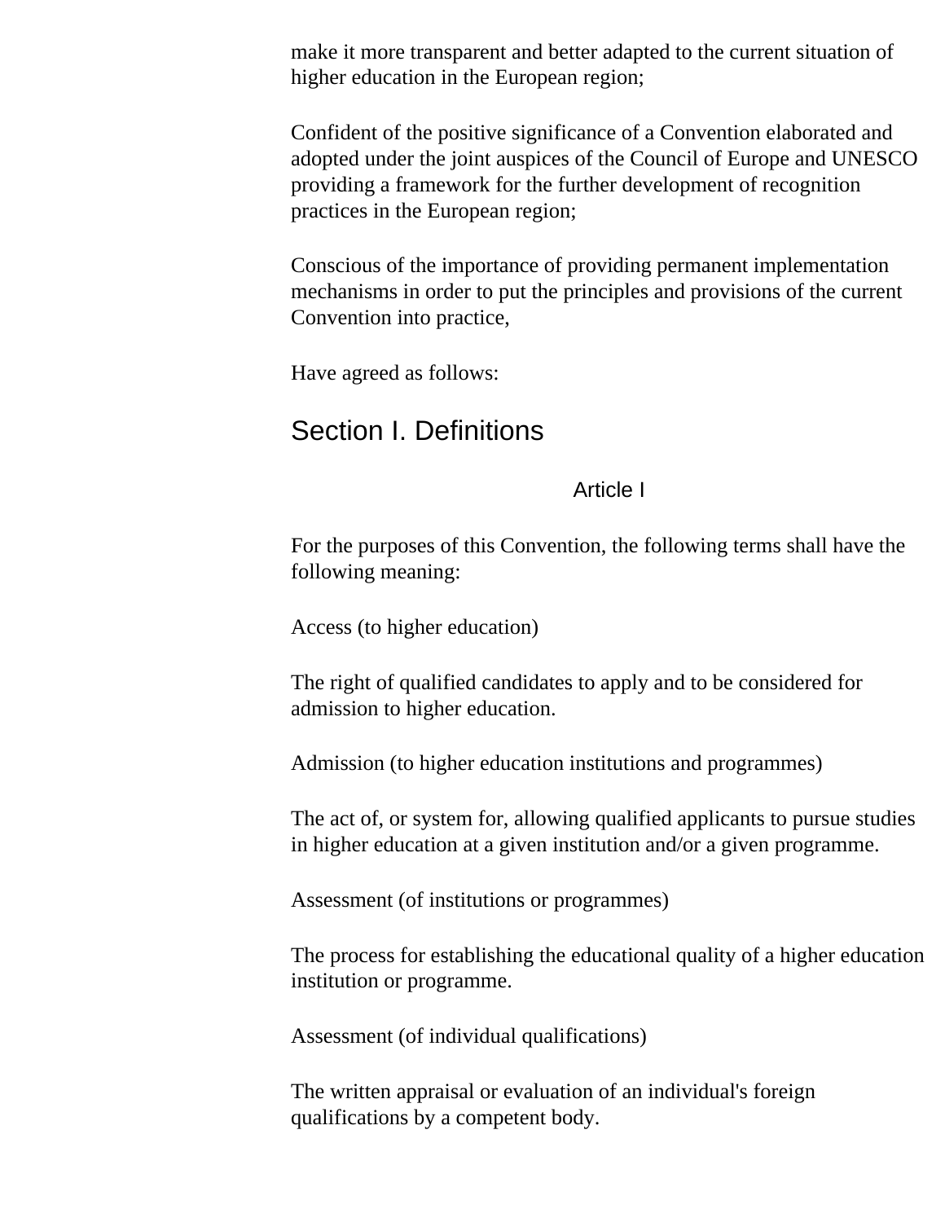make it more transparent and better adapted to the current situation of higher education in the European region;

Confident of the positive significance of a Convention elaborated and adopted under the joint auspices of the Council of Europe and UNESCO providing a framework for the further development of recognition practices in the European region;

Conscious of the importance of providing permanent implementation mechanisms in order to put the principles and provisions of the current Convention into practice,

Have agreed as follows:

## Section I. Definitions

### Article I

For the purposes of this Convention, the following terms shall have the following meaning:

Access (to higher education)

The right of qualified candidates to apply and to be considered for admission to higher education.

Admission (to higher education institutions and programmes)

The act of, or system for, allowing qualified applicants to pursue studies in higher education at a given institution and/or a given programme.

Assessment (of institutions or programmes)

The process for establishing the educational quality of a higher education institution or programme.

Assessment (of individual qualifications)

The written appraisal or evaluation of an individual's foreign qualifications by a competent body.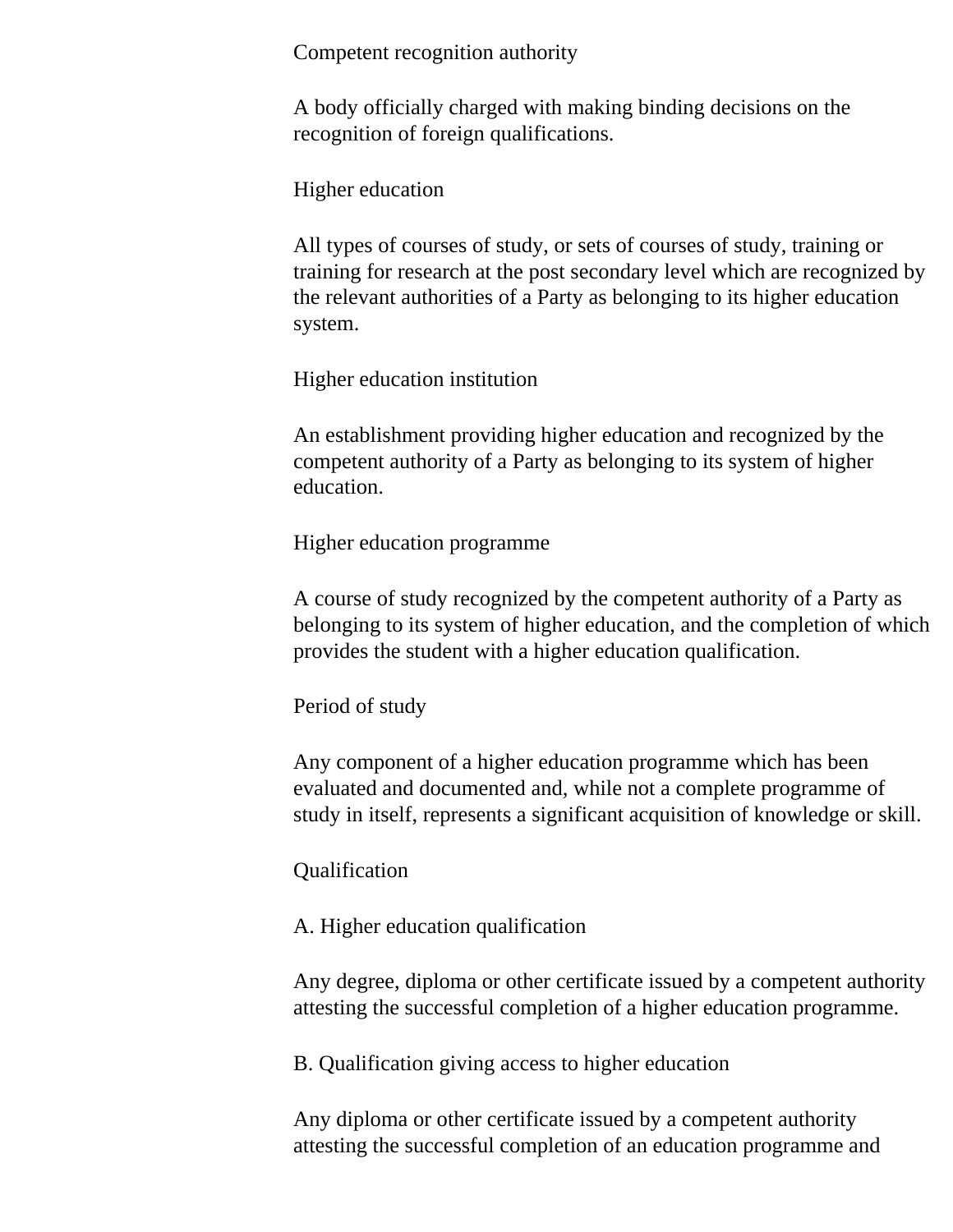Competent recognition authority

A body officially charged with making binding decisions on the recognition of foreign qualifications.

Higher education

All types of courses of study, or sets of courses of study, training or training for research at the post secondary level which are recognized by the relevant authorities of a Party as belonging to its higher education system.

Higher education institution

An establishment providing higher education and recognized by the competent authority of a Party as belonging to its system of higher education.

Higher education programme

A course of study recognized by the competent authority of a Party as belonging to its system of higher education, and the completion of which provides the student with a higher education qualification.

Period of study

Any component of a higher education programme which has been evaluated and documented and, while not a complete programme of study in itself, represents a significant acquisition of knowledge or skill.

Qualification

A. Higher education qualification

Any degree, diploma or other certificate issued by a competent authority attesting the successful completion of a higher education programme.

B. Qualification giving access to higher education

Any diploma or other certificate issued by a competent authority attesting the successful completion of an education programme and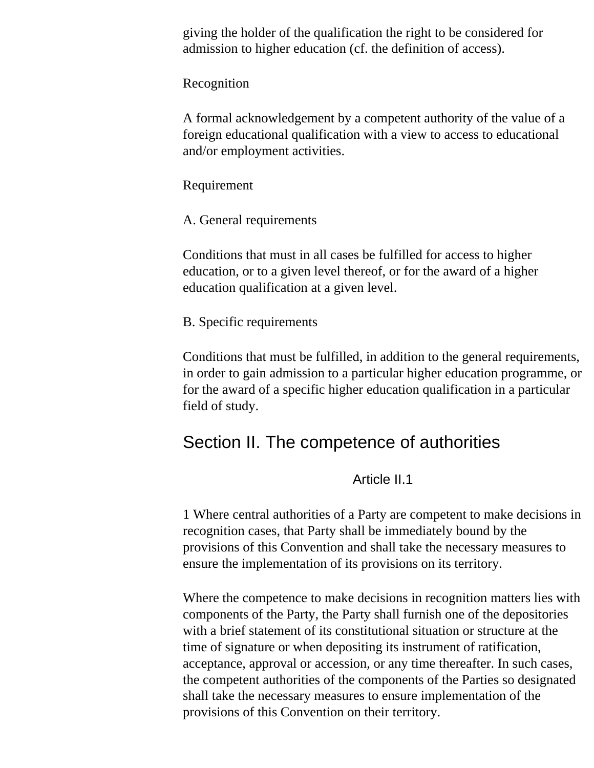giving the holder of the qualification the right to be considered for admission to higher education (cf. the definition of access).

Recognition

A formal acknowledgement by a competent authority of the value of a foreign educational qualification with a view to access to educational and/or employment activities.

Requirement

A. General requirements

Conditions that must in all cases be fulfilled for access to higher education, or to a given level thereof, or for the award of a higher education qualification at a given level.

B. Specific requirements

Conditions that must be fulfilled, in addition to the general requirements, in order to gain admission to a particular higher education programme, or for the award of a specific higher education qualification in a particular field of study.

## Section II. The competence of authorities

### Article II.1

1 Where central authorities of a Party are competent to make decisions in recognition cases, that Party shall be immediately bound by the provisions of this Convention and shall take the necessary measures to ensure the implementation of its provisions on its territory.

Where the competence to make decisions in recognition matters lies with components of the Party, the Party shall furnish one of the depositories with a brief statement of its constitutional situation or structure at the time of signature or when depositing its instrument of ratification, acceptance, approval or accession, or any time thereafter. In such cases, the competent authorities of the components of the Parties so designated shall take the necessary measures to ensure implementation of the provisions of this Convention on their territory.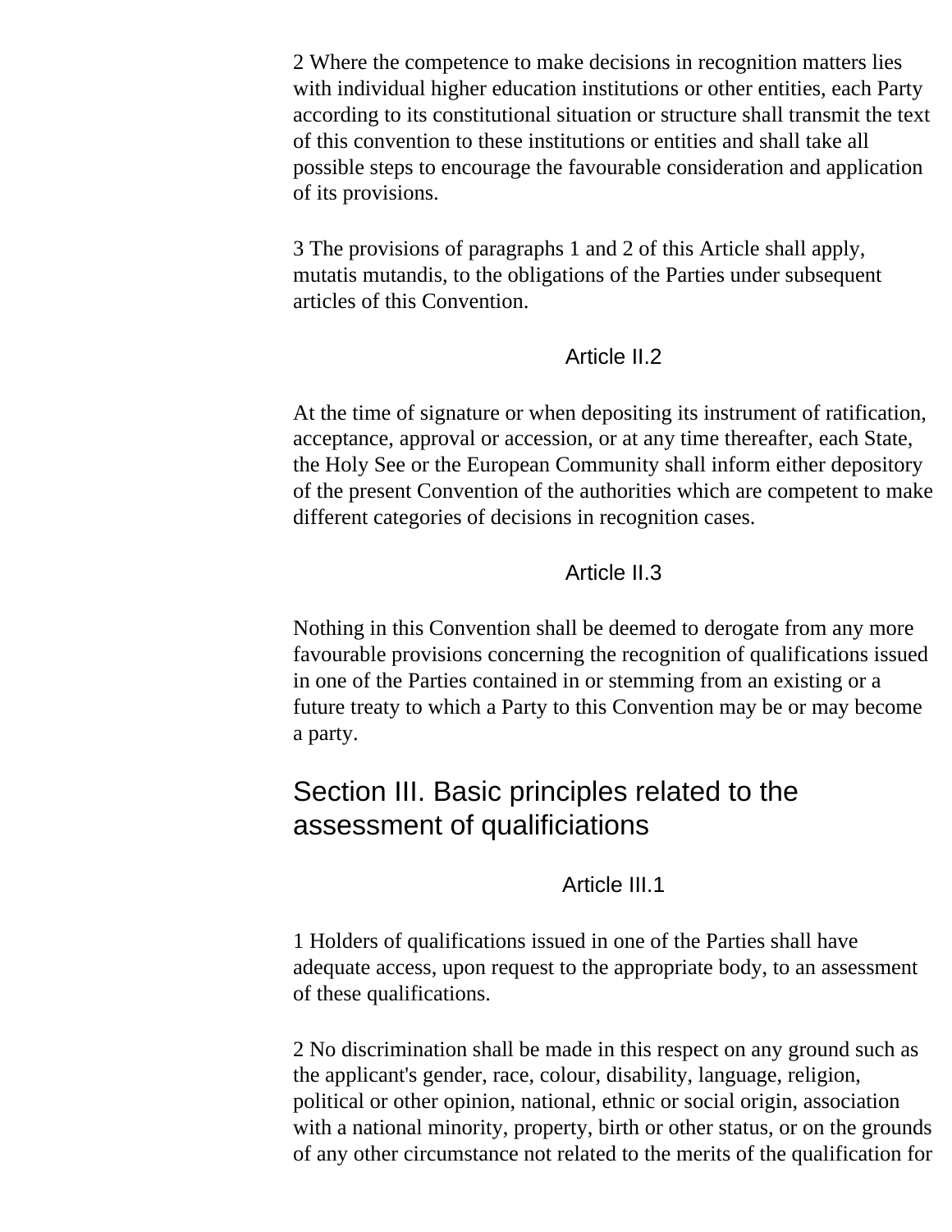2 Where the competence to make decisions in recognition matters lies with individual higher education institutions or other entities, each Party according to its constitutional situation or structure shall transmit the text of this convention to these institutions or entities and shall take all possible steps to encourage the favourable consideration and application of its provisions.

3 The provisions of paragraphs 1 and 2 of this Article shall apply, mutatis mutandis, to the obligations of the Parties under subsequent articles of this Convention.

### Article II.2

At the time of signature or when depositing its instrument of ratification, acceptance, approval or accession, or at any time thereafter, each State, the Holy See or the European Community shall inform either depository of the present Convention of the authorities which are competent to make different categories of decisions in recognition cases.

### Article II.3

Nothing in this Convention shall be deemed to derogate from any more favourable provisions concerning the recognition of qualifications issued in one of the Parties contained in or stemming from an existing or a future treaty to which a Party to this Convention may be or may become a party.

## Section III. Basic principles related to the assessment of qualificiations

### Article III.1

1 Holders of qualifications issued in one of the Parties shall have adequate access, upon request to the appropriate body, to an assessment of these qualifications.

2 No discrimination shall be made in this respect on any ground such as the applicant's gender, race, colour, disability, language, religion, political or other opinion, national, ethnic or social origin, association with a national minority, property, birth or other status, or on the grounds of any other circumstance not related to the merits of the qualification for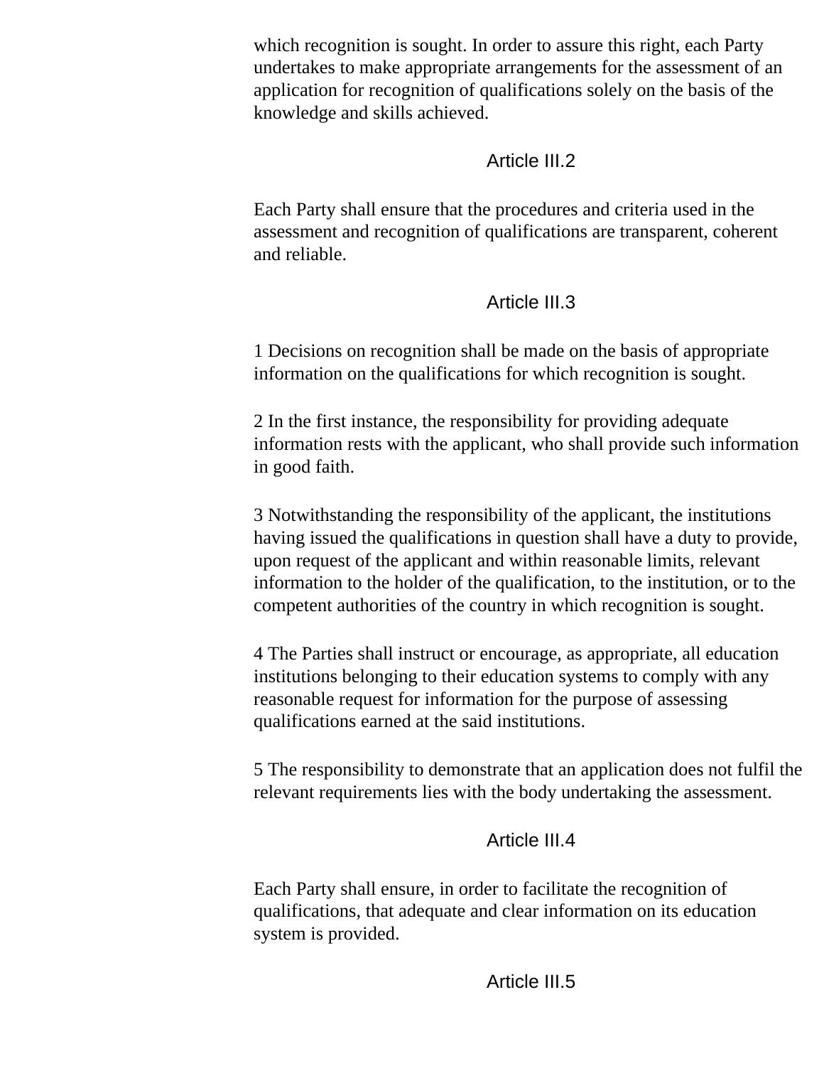which recognition is sought. In order to assure this right, each Party undertakes to make appropriate arrangements for the assessment of an application for recognition of qualifications solely on the basis of the knowledge and skills achieved.

### Article III.2

Each Party shall ensure that the procedures and criteria used in the assessment and recognition of qualifications are transparent, coherent and reliable.

### Article III.3

1 Decisions on recognition shall be made on the basis of appropriate information on the qualifications for which recognition is sought.

2 In the first instance, the responsibility for providing adequate information rests with the applicant, who shall provide such information in good faith.

3 Notwithstanding the responsibility of the applicant, the institutions having issued the qualifications in question shall have a duty to provide, upon request of the applicant and within reasonable limits, relevant information to the holder of the qualification, to the institution, or to the competent authorities of the country in which recognition is sought.

4 The Parties shall instruct or encourage, as appropriate, all education institutions belonging to their education systems to comply with any reasonable request for information for the purpose of assessing qualifications earned at the said institutions.

5 The responsibility to demonstrate that an application does not fulfil the relevant requirements lies with the body undertaking the assessment.

### Article III.4

Each Party shall ensure, in order to facilitate the recognition of qualifications, that adequate and clear information on its education system is provided.

### Article III.5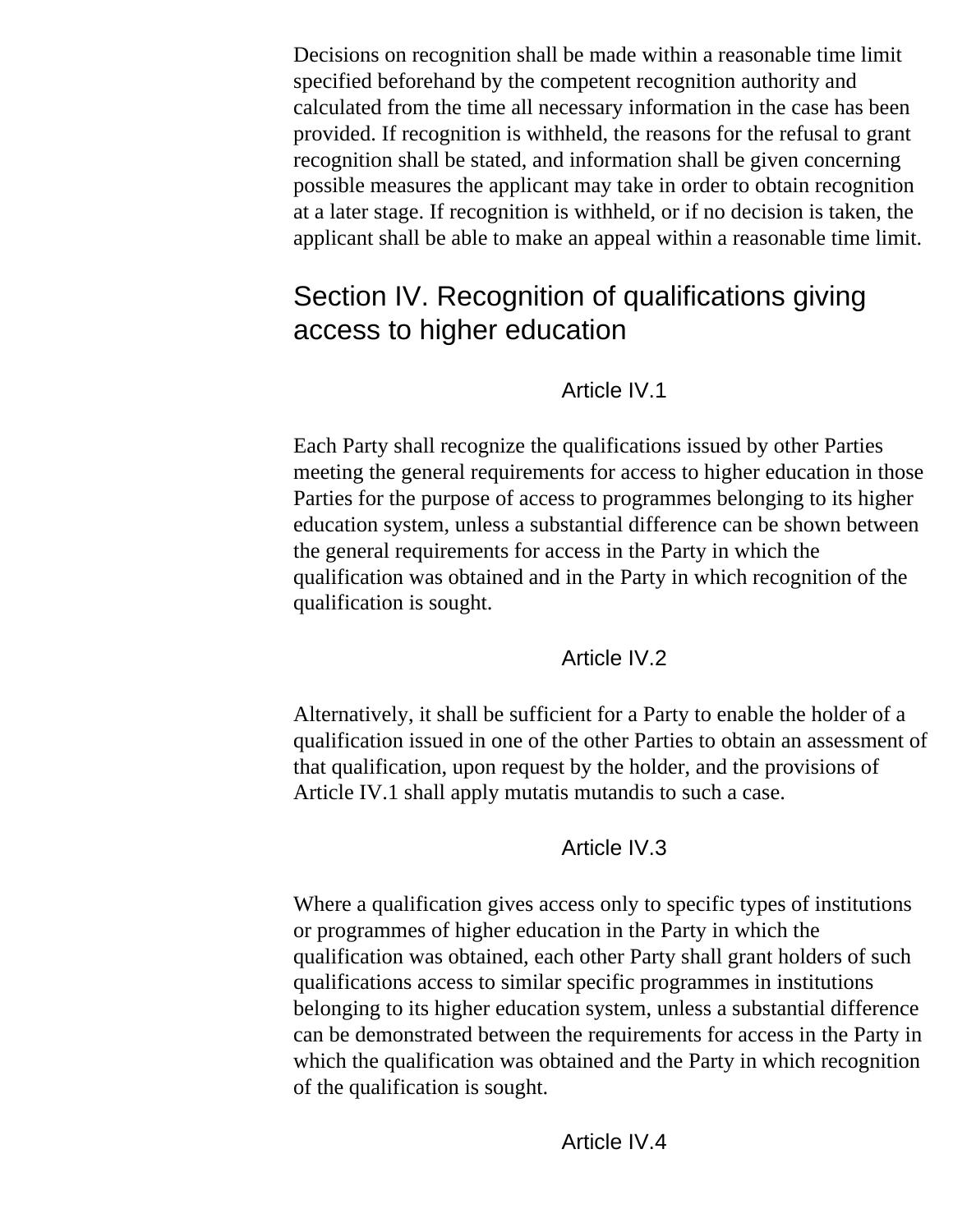Decisions on recognition shall be made within a reasonable time limit specified beforehand by the competent recognition authority and calculated from the time all necessary information in the case has been provided. If recognition is withheld, the reasons for the refusal to grant recognition shall be stated, and information shall be given concerning possible measures the applicant may take in order to obtain recognition at a later stage. If recognition is withheld, or if no decision is taken, the applicant shall be able to make an appeal within a reasonable time limit.

## Section IV. Recognition of qualifications giving access to higher education

### Article IV.1

Each Party shall recognize the qualifications issued by other Parties meeting the general requirements for access to higher education in those Parties for the purpose of access to programmes belonging to its higher education system, unless a substantial difference can be shown between the general requirements for access in the Party in which the qualification was obtained and in the Party in which recognition of the qualification is sought.

### Article IV.2

Alternatively, it shall be sufficient for a Party to enable the holder of a qualification issued in one of the other Parties to obtain an assessment of that qualification, upon request by the holder, and the provisions of Article IV.1 shall apply mutatis mutandis to such a case.

### Article IV.3

Where a qualification gives access only to specific types of institutions or programmes of higher education in the Party in which the qualification was obtained, each other Party shall grant holders of such qualifications access to similar specific programmes in institutions belonging to its higher education system, unless a substantial difference can be demonstrated between the requirements for access in the Party in which the qualification was obtained and the Party in which recognition of the qualification is sought.

### Article IV.4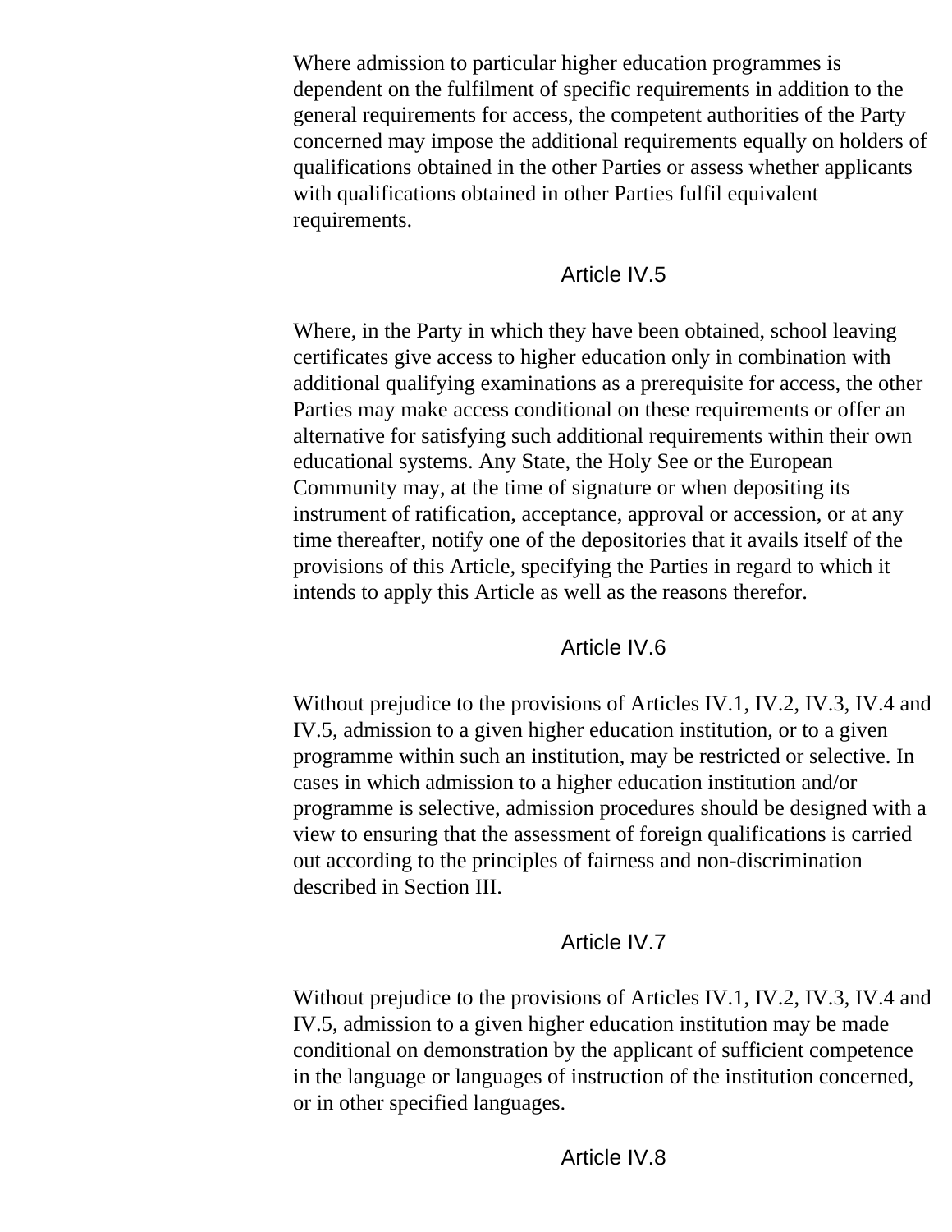Where admission to particular higher education programmes is dependent on the fulfilment of specific requirements in addition to the general requirements for access, the competent authorities of the Party concerned may impose the additional requirements equally on holders of qualifications obtained in the other Parties or assess whether applicants with qualifications obtained in other Parties fulfil equivalent requirements.

### Article IV.5

Where, in the Party in which they have been obtained, school leaving certificates give access to higher education only in combination with additional qualifying examinations as a prerequisite for access, the other Parties may make access conditional on these requirements or offer an alternative for satisfying such additional requirements within their own educational systems. Any State, the Holy See or the European Community may, at the time of signature or when depositing its instrument of ratification, acceptance, approval or accession, or at any time thereafter, notify one of the depositories that it avails itself of the provisions of this Article, specifying the Parties in regard to which it intends to apply this Article as well as the reasons therefor.

### Article IV.6

Without prejudice to the provisions of Articles IV.1, IV.2, IV.3, IV.4 and IV.5, admission to a given higher education institution, or to a given programme within such an institution, may be restricted or selective. In cases in which admission to a higher education institution and/or programme is selective, admission procedures should be designed with a view to ensuring that the assessment of foreign qualifications is carried out according to the principles of fairness and non-discrimination described in Section III.

### Article IV.7

Without prejudice to the provisions of Articles IV.1, IV.2, IV.3, IV.4 and IV.5, admission to a given higher education institution may be made conditional on demonstration by the applicant of sufficient competence in the language or languages of instruction of the institution concerned, or in other specified languages.

### Article IV.8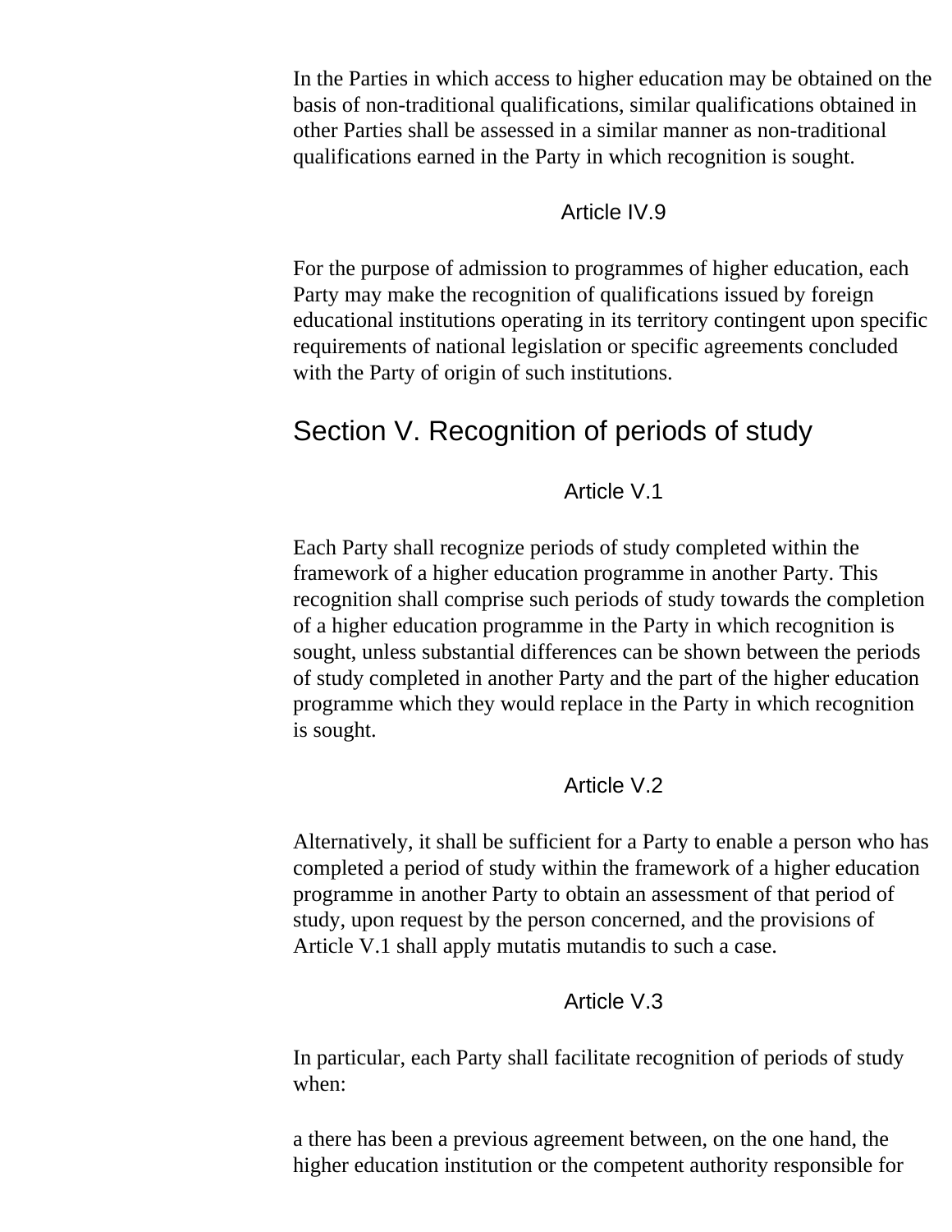In the Parties in which access to higher education may be obtained on the basis of non-traditional qualifications, similar qualifications obtained in other Parties shall be assessed in a similar manner as non-traditional qualifications earned in the Party in which recognition is sought.

### Article IV.9

For the purpose of admission to programmes of higher education, each Party may make the recognition of qualifications issued by foreign educational institutions operating in its territory contingent upon specific requirements of national legislation or specific agreements concluded with the Party of origin of such institutions.

## Section V. Recognition of periods of study

### Article V.1

Each Party shall recognize periods of study completed within the framework of a higher education programme in another Party. This recognition shall comprise such periods of study towards the completion of a higher education programme in the Party in which recognition is sought, unless substantial differences can be shown between the periods of study completed in another Party and the part of the higher education programme which they would replace in the Party in which recognition is sought.

### Article V.2

Alternatively, it shall be sufficient for a Party to enable a person who has completed a period of study within the framework of a higher education programme in another Party to obtain an assessment of that period of study, upon request by the person concerned, and the provisions of Article V.1 shall apply mutatis mutandis to such a case.

### Article V.3

In particular, each Party shall facilitate recognition of periods of study when:

a there has been a previous agreement between, on the one hand, the higher education institution or the competent authority responsible for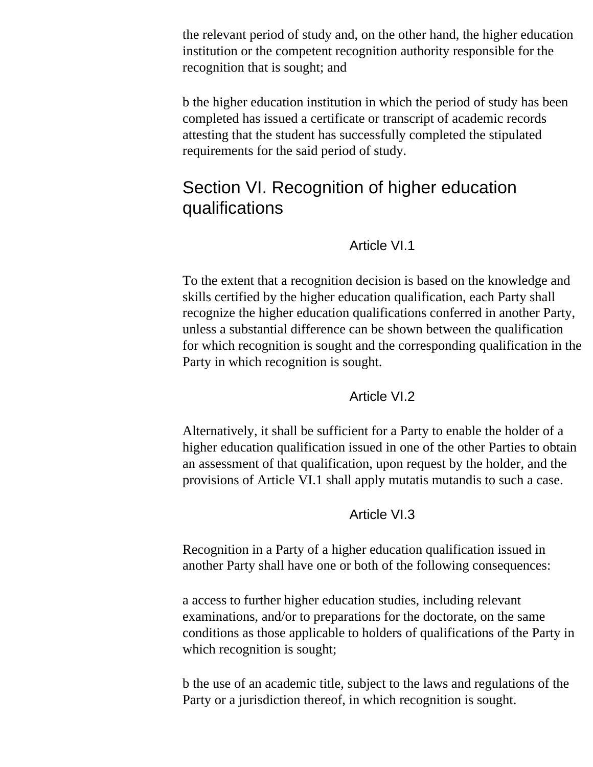the relevant period of study and, on the other hand, the higher education institution or the competent recognition authority responsible for the recognition that is sought; and

b the higher education institution in which the period of study has been completed has issued a certificate or transcript of academic records attesting that the student has successfully completed the stipulated requirements for the said period of study.

## Section VI. Recognition of higher education qualifications

### Article VI.1

To the extent that a recognition decision is based on the knowledge and skills certified by the higher education qualification, each Party shall recognize the higher education qualifications conferred in another Party, unless a substantial difference can be shown between the qualification for which recognition is sought and the corresponding qualification in the Party in which recognition is sought.

### Article VI.2

Alternatively, it shall be sufficient for a Party to enable the holder of a higher education qualification issued in one of the other Parties to obtain an assessment of that qualification, upon request by the holder, and the provisions of Article VI.1 shall apply mutatis mutandis to such a case.

### Article VI.3

Recognition in a Party of a higher education qualification issued in another Party shall have one or both of the following consequences:

a access to further higher education studies, including relevant examinations, and/or to preparations for the doctorate, on the same conditions as those applicable to holders of qualifications of the Party in which recognition is sought;

b the use of an academic title, subject to the laws and regulations of the Party or a jurisdiction thereof, in which recognition is sought.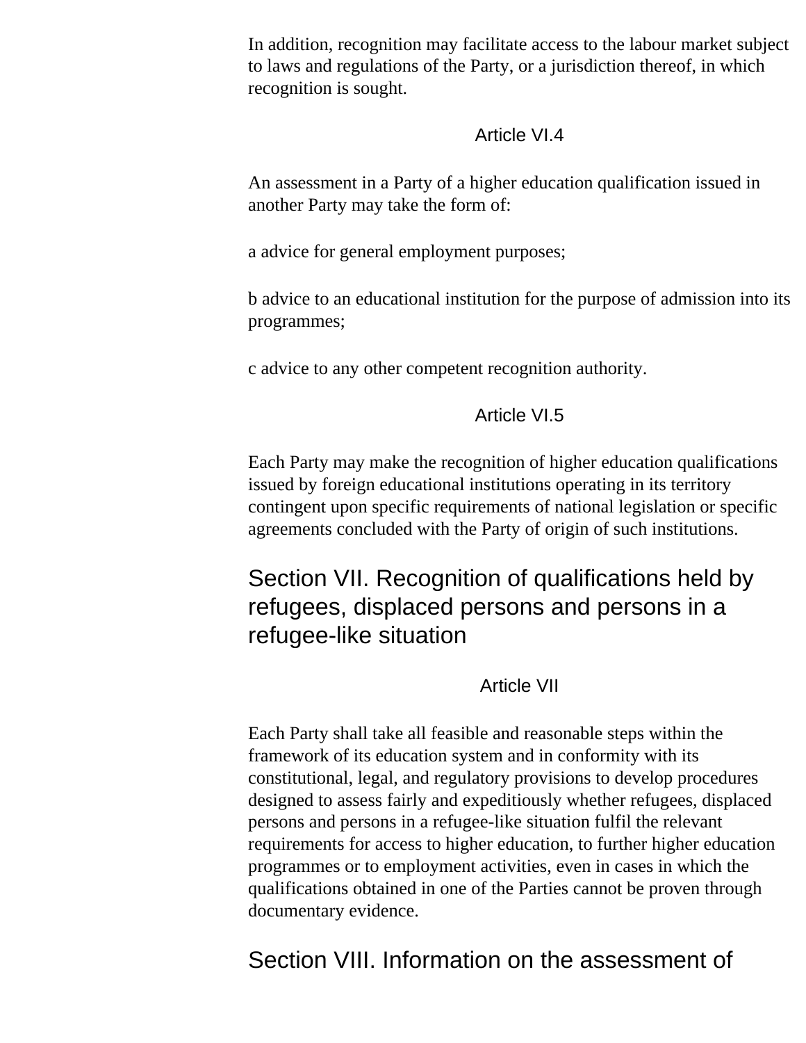In addition, recognition may facilitate access to the labour market subject to laws and regulations of the Party, or a jurisdiction thereof, in which recognition is sought.

### Article VI.4

An assessment in a Party of a higher education qualification issued in another Party may take the form of:

a advice for general employment purposes;

b advice to an educational institution for the purpose of admission into its programmes;

c advice to any other competent recognition authority.

### Article VI.5

Each Party may make the recognition of higher education qualifications issued by foreign educational institutions operating in its territory contingent upon specific requirements of national legislation or specific agreements concluded with the Party of origin of such institutions.

## Section VII. Recognition of qualifications held by refugees, displaced persons and persons in a refugee-like situation

### Article VII

Each Party shall take all feasible and reasonable steps within the framework of its education system and in conformity with its constitutional, legal, and regulatory provisions to develop procedures designed to assess fairly and expeditiously whether refugees, displaced persons and persons in a refugee-like situation fulfil the relevant requirements for access to higher education, to further higher education programmes or to employment activities, even in cases in which the qualifications obtained in one of the Parties cannot be proven through documentary evidence.

## Section VIII. Information on the assessment of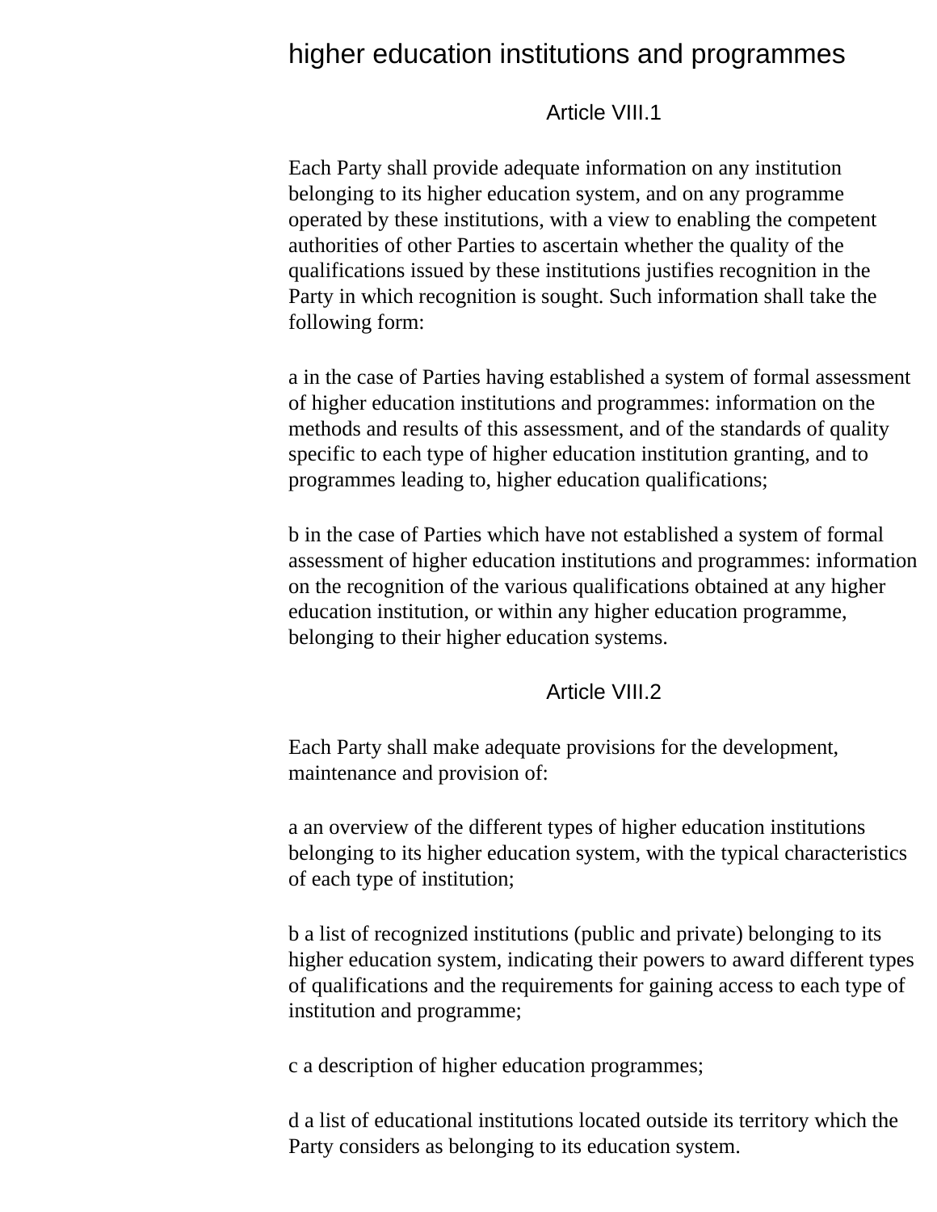## higher education institutions and programmes

### Article VIII.1

Each Party shall provide adequate information on any institution belonging to its higher education system, and on any programme operated by these institutions, with a view to enabling the competent authorities of other Parties to ascertain whether the quality of the qualifications issued by these institutions justifies recognition in the Party in which recognition is sought. Such information shall take the following form:

a in the case of Parties having established a system of formal assessment of higher education institutions and programmes: information on the methods and results of this assessment, and of the standards of quality specific to each type of higher education institution granting, and to programmes leading to, higher education qualifications;

b in the case of Parties which have not established a system of formal assessment of higher education institutions and programmes: information on the recognition of the various qualifications obtained at any higher education institution, or within any higher education programme, belonging to their higher education systems.

### Article VIII.2

Each Party shall make adequate provisions for the development, maintenance and provision of:

a an overview of the different types of higher education institutions belonging to its higher education system, with the typical characteristics of each type of institution;

b a list of recognized institutions (public and private) belonging to its higher education system, indicating their powers to award different types of qualifications and the requirements for gaining access to each type of institution and programme;

c a description of higher education programmes;

d a list of educational institutions located outside its territory which the Party considers as belonging to its education system.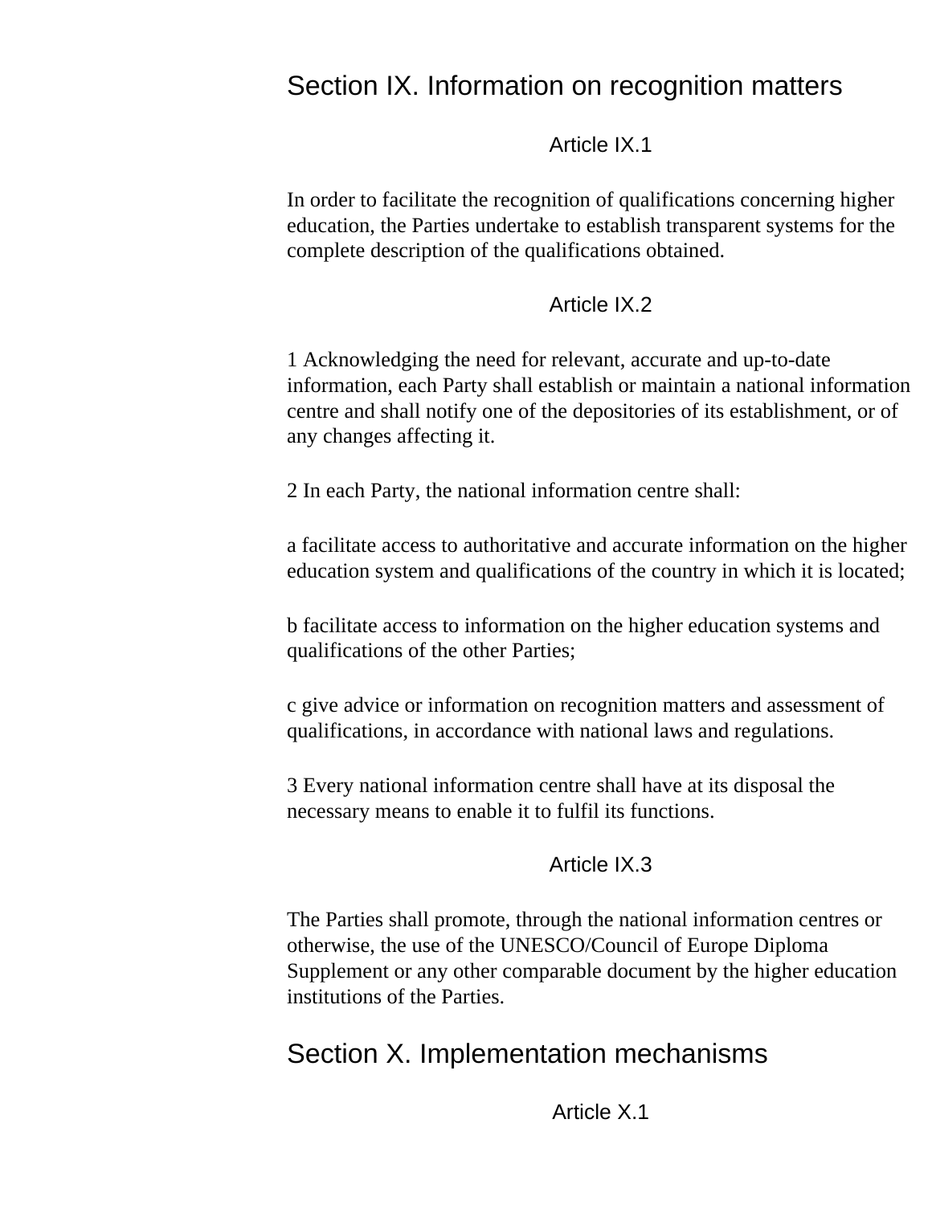## Section IX. Information on recognition matters

### Article IX.1

In order to facilitate the recognition of qualifications concerning higher education, the Parties undertake to establish transparent systems for the complete description of the qualifications obtained.

### Article IX.2

1 Acknowledging the need for relevant, accurate and up-to-date information, each Party shall establish or maintain a national information centre and shall notify one of the depositories of its establishment, or of any changes affecting it.

2 In each Party, the national information centre shall:

a facilitate access to authoritative and accurate information on the higher education system and qualifications of the country in which it is located;

b facilitate access to information on the higher education systems and qualifications of the other Parties;

c give advice or information on recognition matters and assessment of qualifications, in accordance with national laws and regulations.

3 Every national information centre shall have at its disposal the necessary means to enable it to fulfil its functions.

### Article IX.3

The Parties shall promote, through the national information centres or otherwise, the use of the UNESCO/Council of Europe Diploma Supplement or any other comparable document by the higher education institutions of the Parties.

## Section X. Implementation mechanisms

### Article X.1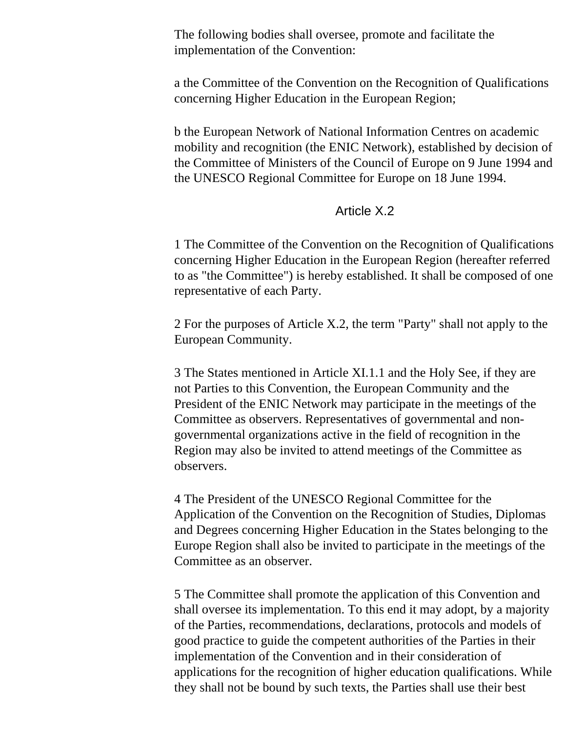The following bodies shall oversee, promote and facilitate the implementation of the Convention:

a the Committee of the Convention on the Recognition of Qualifications concerning Higher Education in the European Region;

b the European Network of National Information Centres on academic mobility and recognition (the ENIC Network), established by decision of the Committee of Ministers of the Council of Europe on 9 June 1994 and the UNESCO Regional Committee for Europe on 18 June 1994.

### Article X.2

1 The Committee of the Convention on the Recognition of Qualifications concerning Higher Education in the European Region (hereafter referred to as "the Committee") is hereby established. It shall be composed of one representative of each Party.

2 For the purposes of Article X.2, the term "Party" shall not apply to the European Community.

3 The States mentioned in Article XI.1.1 and the Holy See, if they are not Parties to this Convention, the European Community and the President of the ENIC Network may participate in the meetings of the Committee as observers. Representatives of governmental and non-governmental organizations active in the field of recognition in the Region may also be invited to attend meetings of the Committee as observers.

4 The President of the UNESCO Regional Committee for the Application of the Convention on the Recognition of Studies, Diplomas and Degrees concerning Higher Education in the States belonging to the Europe Region shall also be invited to participate in the meetings of the Committee as an observer.

5 The Committee shall promote the application of this Convention and shall oversee its implementation. To this end it may adopt, by a majority of the Parties, recommendations, declarations, protocols and models of good practice to guide the competent authorities of the Parties in their implementation of the Convention and in their consideration of applications for the recognition of higher education qualifications. While they shall not be bound by such texts, the Parties shall use their best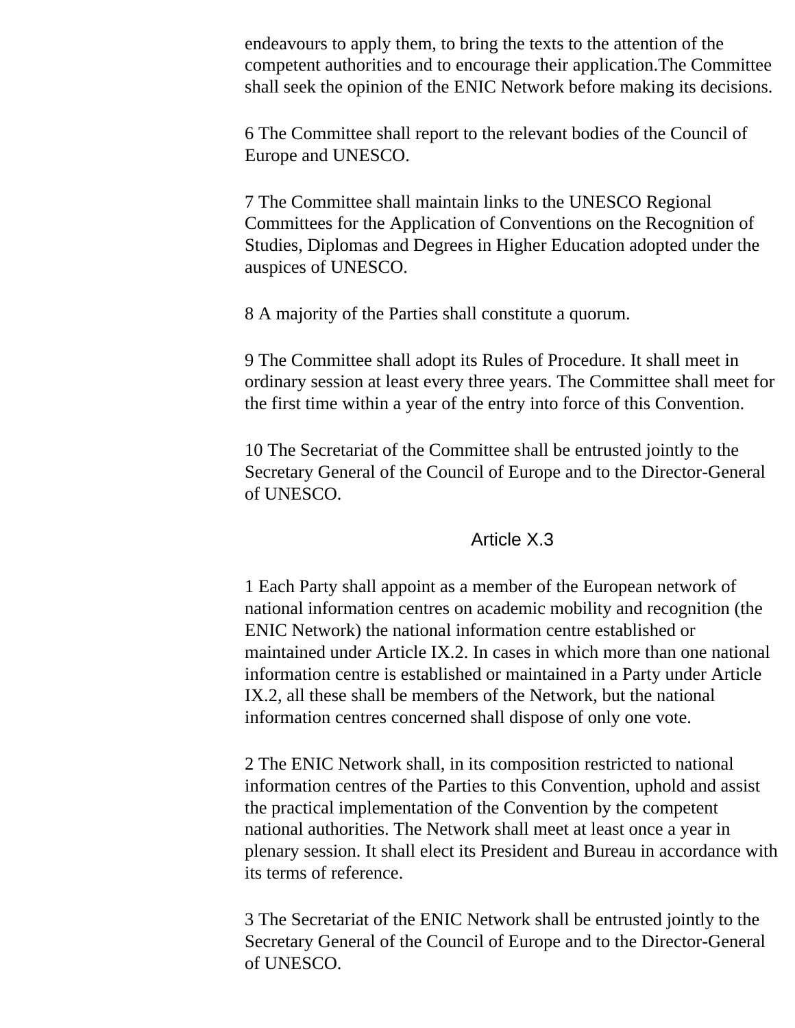endeavours to apply them, to bring the texts to the attention of the competent authorities and to encourage their application.The Committee shall seek the opinion of the ENIC Network before making its decisions.

6 The Committee shall report to the relevant bodies of the Council of Europe and UNESCO.

7 The Committee shall maintain links to the UNESCO Regional Committees for the Application of Conventions on the Recognition of Studies, Diplomas and Degrees in Higher Education adopted under the auspices of UNESCO.

8 A majority of the Parties shall constitute a quorum.

9 The Committee shall adopt its Rules of Procedure. It shall meet in ordinary session at least every three years. The Committee shall meet for the first time within a year of the entry into force of this Convention.

10 The Secretariat of the Committee shall be entrusted jointly to the Secretary General of the Council of Europe and to the Director-General of UNESCO.

### Article X.3

1 Each Party shall appoint as a member of the European network of national information centres on academic mobility and recognition (the ENIC Network) the national information centre established or maintained under Article IX.2. In cases in which more than one national information centre is established or maintained in a Party under Article IX.2, all these shall be members of the Network, but the national information centres concerned shall dispose of only one vote.

2 The ENIC Network shall, in its composition restricted to national information centres of the Parties to this Convention, uphold and assist the practical implementation of the Convention by the competent national authorities. The Network shall meet at least once a year in plenary session. It shall elect its President and Bureau in accordance with its terms of reference.

3 The Secretariat of the ENIC Network shall be entrusted jointly to the Secretary General of the Council of Europe and to the Director-General of UNESCO.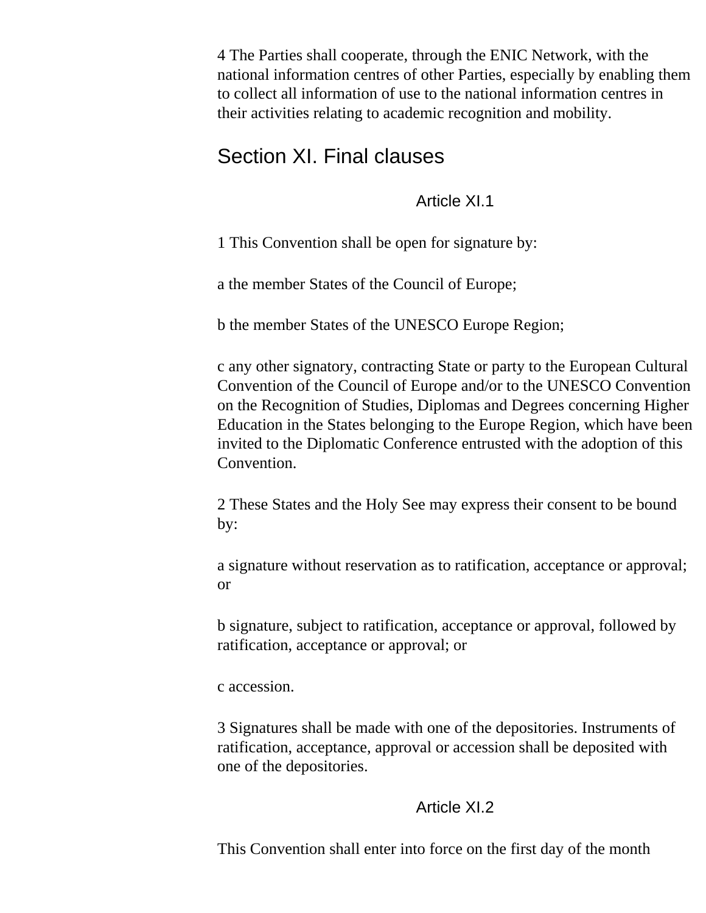4 The Parties shall cooperate, through the ENIC Network, with the national information centres of other Parties, especially by enabling them to collect all information of use to the national information centres in their activities relating to academic recognition and mobility.

## Section XI. Final clauses

### Article XI.1

1 This Convention shall be open for signature by:

a the member States of the Council of Europe;

b the member States of the UNESCO Europe Region;

c any other signatory, contracting State or party to the European Cultural Convention of the Council of Europe and/or to the UNESCO Convention on the Recognition of Studies, Diplomas and Degrees concerning Higher Education in the States belonging to the Europe Region, which have been invited to the Diplomatic Conference entrusted with the adoption of this Convention.

2 These States and the Holy See may express their consent to be bound by:

a signature without reservation as to ratification, acceptance or approval; or

b signature, subject to ratification, acceptance or approval, followed by ratification, acceptance or approval; or

c accession.

3 Signatures shall be made with one of the depositories. Instruments of ratification, acceptance, approval or accession shall be deposited with one of the depositories.

### Article XI.2

This Convention shall enter into force on the first day of the month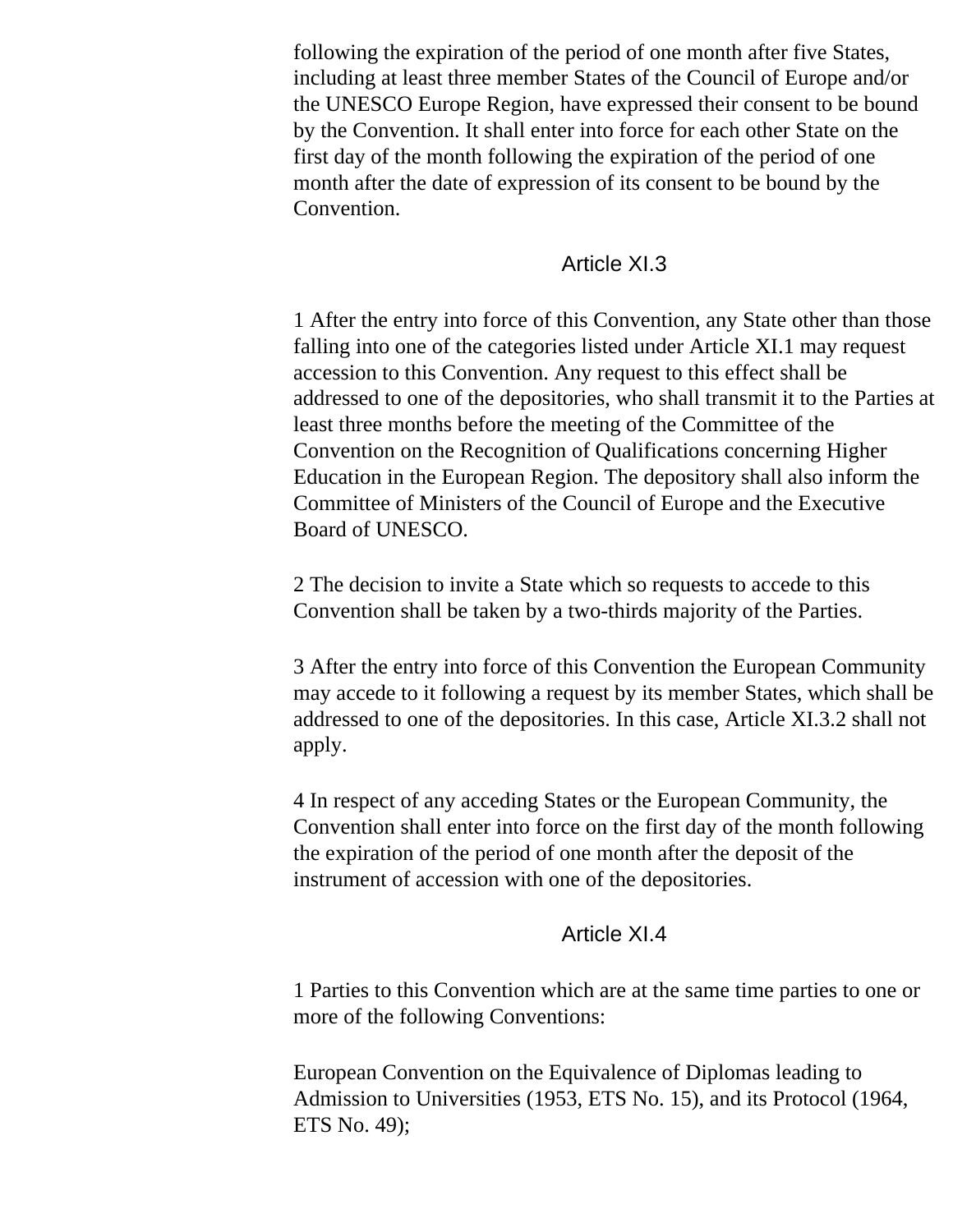following the expiration of the period of one month after five States, including at least three member States of the Council of Europe and/or the UNESCO Europe Region, have expressed their consent to be bound by the Convention. It shall enter into force for each other State on the first day of the month following the expiration of the period of one month after the date of expression of its consent to be bound by the Convention.

### Article XI.3

1 After the entry into force of this Convention, any State other than those falling into one of the categories listed under Article XI.1 may request accession to this Convention. Any request to this effect shall be addressed to one of the depositories, who shall transmit it to the Parties at least three months before the meeting of the Committee of the Convention on the Recognition of Qualifications concerning Higher Education in the European Region. The depository shall also inform the Committee of Ministers of the Council of Europe and the Executive Board of UNESCO.

2 The decision to invite a State which so requests to accede to this Convention shall be taken by a two-thirds majority of the Parties.

3 After the entry into force of this Convention the European Community may accede to it following a request by its member States, which shall be addressed to one of the depositories. In this case, Article XI.3.2 shall not apply.

4 In respect of any acceding States or the European Community, the Convention shall enter into force on the first day of the month following the expiration of the period of one month after the deposit of the instrument of accession with one of the depositories.

### Article XI.4

1 Parties to this Convention which are at the same time parties to one or more of the following Conventions:

European Convention on the Equivalence of Diplomas leading to Admission to Universities (1953, ETS No. 15), and its Protocol (1964, ETS No. 49);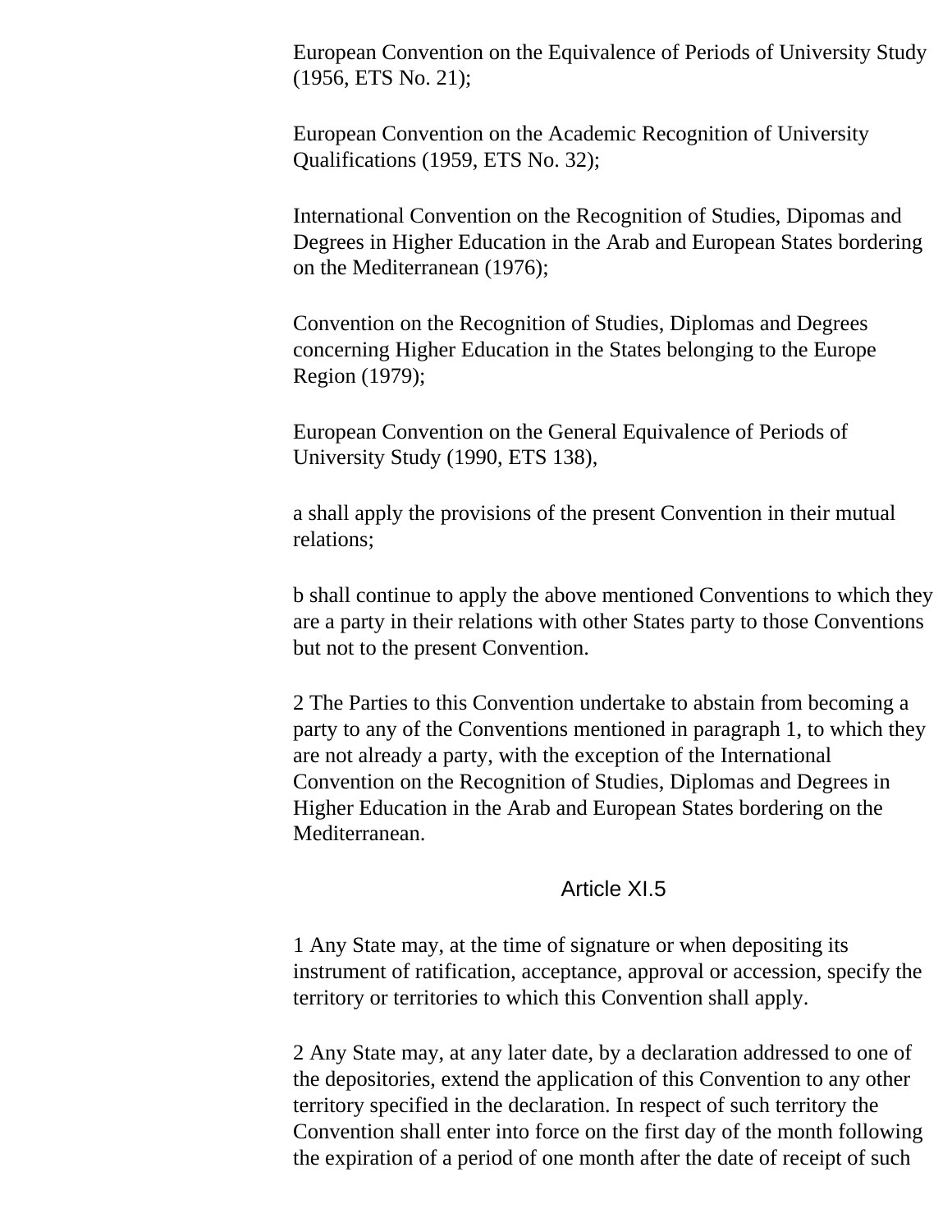European Convention on the Equivalence of Periods of University Study (1956, ETS No. 21);

European Convention on the Academic Recognition of University Qualifications (1959, ETS No. 32);

International Convention on the Recognition of Studies, Dipomas and Degrees in Higher Education in the Arab and European States bordering on the Mediterranean (1976);

Convention on the Recognition of Studies, Diplomas and Degrees concerning Higher Education in the States belonging to the Europe Region (1979);

European Convention on the General Equivalence of Periods of University Study (1990, ETS 138),

a shall apply the provisions of the present Convention in their mutual relations;

b shall continue to apply the above mentioned Conventions to which they are a party in their relations with other States party to those Conventions but not to the present Convention.

2 The Parties to this Convention undertake to abstain from becoming a party to any of the Conventions mentioned in paragraph 1, to which they are not already a party, with the exception of the International Convention on the Recognition of Studies, Diplomas and Degrees in Higher Education in the Arab and European States bordering on the Mediterranean.

### Article XI.5

1 Any State may, at the time of signature or when depositing its instrument of ratification, acceptance, approval or accession, specify the territory or territories to which this Convention shall apply.

2 Any State may, at any later date, by a declaration addressed to one of the depositories, extend the application of this Convention to any other territory specified in the declaration. In respect of such territory the Convention shall enter into force on the first day of the month following the expiration of a period of one month after the date of receipt of such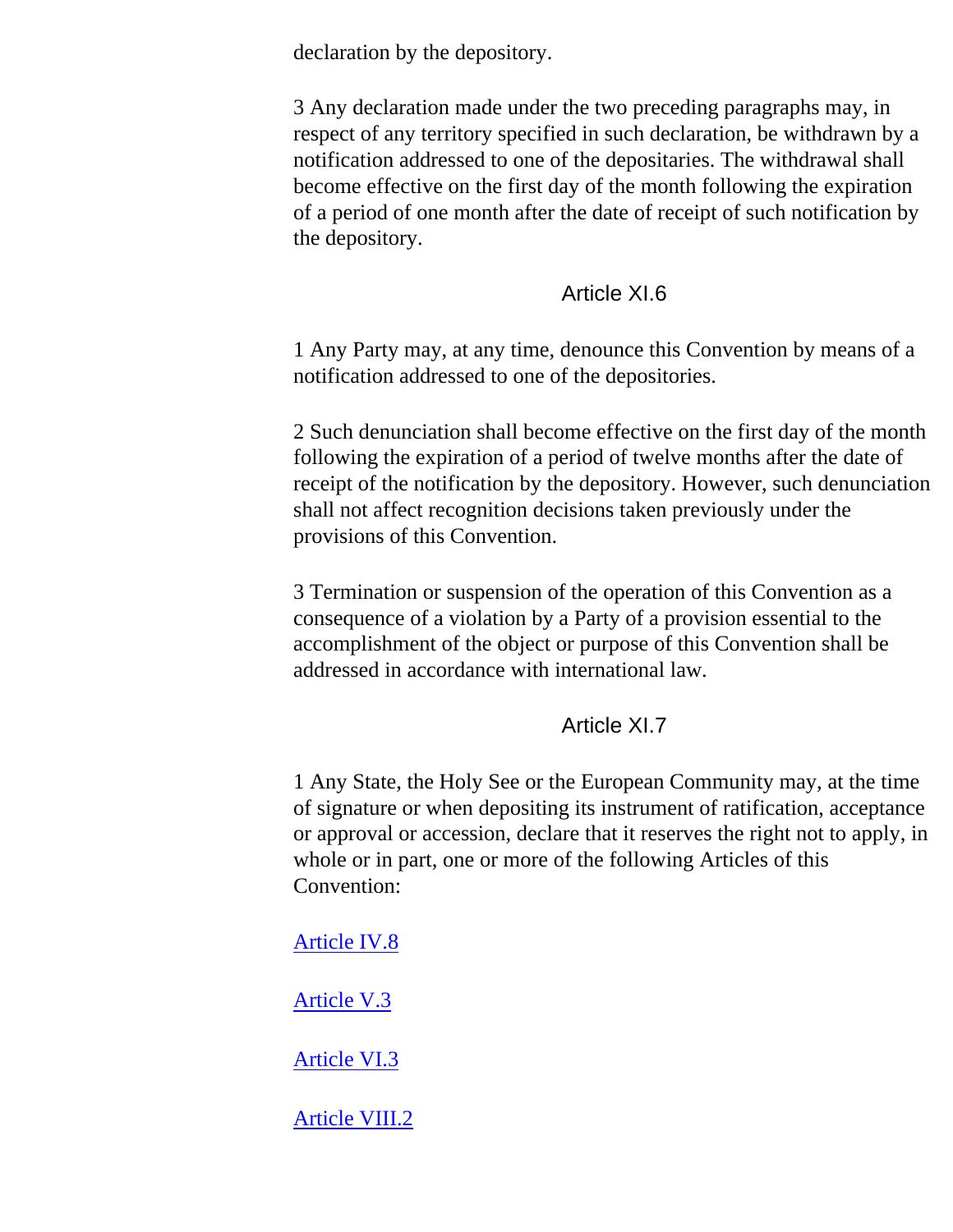declaration by the depository.

3 Any declaration made under the two preceding paragraphs may, in respect of any territory specified in such declaration, be withdrawn by a notification addressed to one of the depositaries. The withdrawal shall become effective on the first day of the month following the expiration of a period of one month after the date of receipt of such notification by the depository.

### Article XI.6

1 Any Party may, at any time, denounce this Convention by means of a notification addressed to one of the depositories.

2 Such denunciation shall become effective on the first day of the month following the expiration of a period of twelve months after the date of receipt of the notification by the depository. However, such denunciation shall not affect recognition decisions taken previously under the provisions of this Convention.

3 Termination or suspension of the operation of this Convention as a consequence of a violation by a Party of a provision essential to the accomplishment of the object or purpose of this Convention shall be addressed in accordance with international law.

### Article XI.7

1 Any State, the Holy See or the European Community may, at the time of signature or when depositing its instrument of ratification, acceptance or approval or accession, declare that it reserves the right not to apply, in whole or in part, one or more of the following Articles of this Convention:

Article IV.8

Article V.3

Article VI.3

Article VIII.2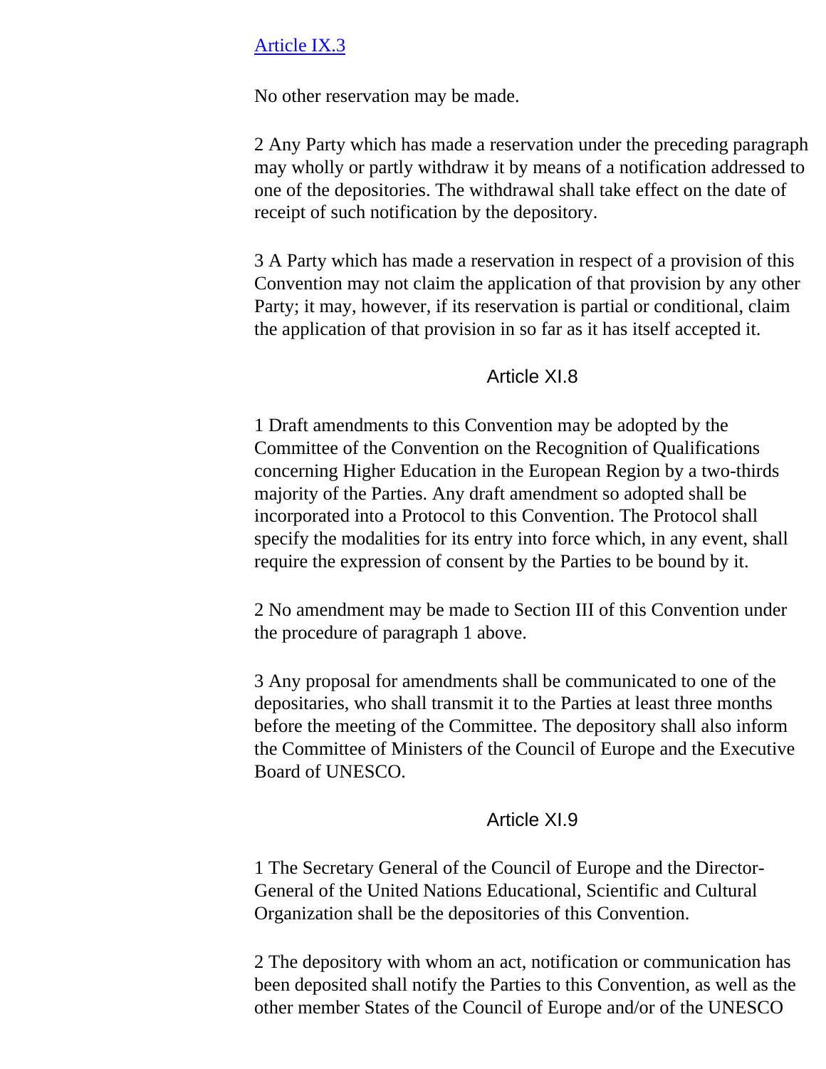[Article IX.3](#)

No other reservation may be made.

2 Any Party which has made a reservation under the preceding paragraph may wholly or partly withdraw it by means of a notification addressed to one of the depositories. The withdrawal shall take effect on the date of receipt of such notification by the depository.

3 A Party which has made a reservation in respect of a provision of this Convention may not claim the application of that provision by any other Party; it may, however, if its reservation is partial or conditional, claim the application of that provision in so far as it has itself accepted it.

### Article XI.8

1 Draft amendments to this Convention may be adopted by the Committee of the Convention on the Recognition of Qualifications concerning Higher Education in the European Region by a two-thirds majority of the Parties. Any draft amendment so adopted shall be incorporated into a Protocol to this Convention. The Protocol shall specify the modalities for its entry into force which, in any event, shall require the expression of consent by the Parties to be bound by it.

2 No amendment may be made to Section III of this Convention under the procedure of paragraph 1 above.

3 Any proposal for amendments shall be communicated to one of the depositaries, who shall transmit it to the Parties at least three months before the meeting of the Committee. The depository shall also inform the Committee of Ministers of the Council of Europe and the Executive Board of UNESCO.

### Article XI.9

1 The Secretary General of the Council of Europe and the Director-General of the United Nations Educational, Scientific and Cultural Organization shall be the depositories of this Convention.

2 The depository with whom an act, notification or communication has been deposited shall notify the Parties to this Convention, as well as the other member States of the Council of Europe and/or of the UNESCO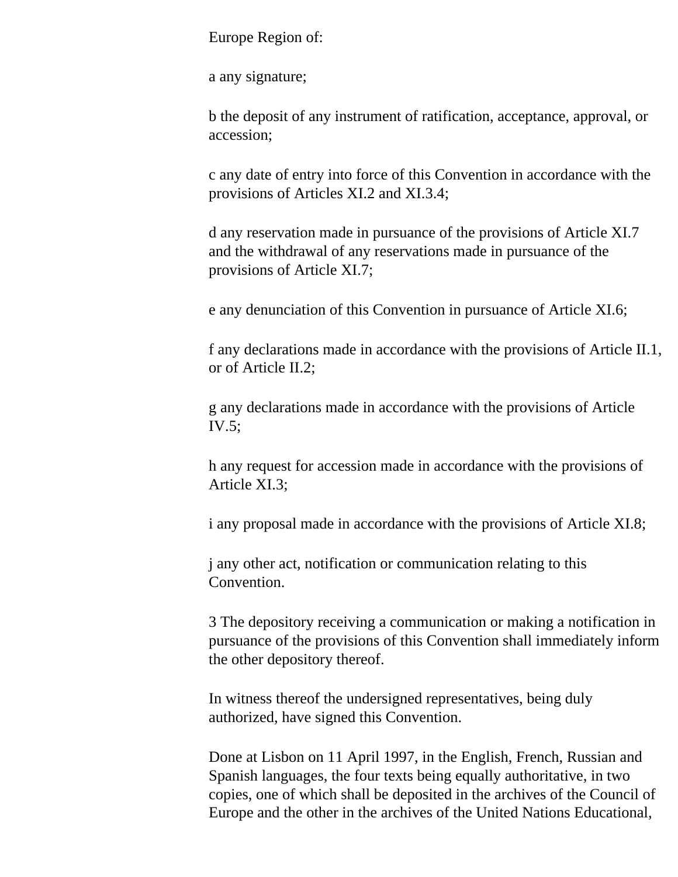Europe Region of:

a any signature;

b the deposit of any instrument of ratification, acceptance, approval, or accession;

c any date of entry into force of this Convention in accordance with the provisions of Articles XI.2 and XI.3.4;

d any reservation made in pursuance of the provisions of Article XI.7 and the withdrawal of any reservations made in pursuance of the provisions of Article XI.7;

e any denunciation of this Convention in pursuance of Article XI.6;

f any declarations made in accordance with the provisions of Article II.1, or of Article II.2;

g any declarations made in accordance with the provisions of Article IV.5;

h any request for accession made in accordance with the provisions of Article XI.3;

i any proposal made in accordance with the provisions of Article XI.8;

j any other act, notification or communication relating to this Convention.

3 The depository receiving a communication or making a notification in pursuance of the provisions of this Convention shall immediately inform the other depository thereof.

In witness thereof the undersigned representatives, being duly authorized, have signed this Convention.

Done at Lisbon on 11 April 1997, in the English, French, Russian and Spanish languages, the four texts being equally authoritative, in two copies, one of which shall be deposited in the archives of the Council of Europe and the other in the archives of the United Nations Educational,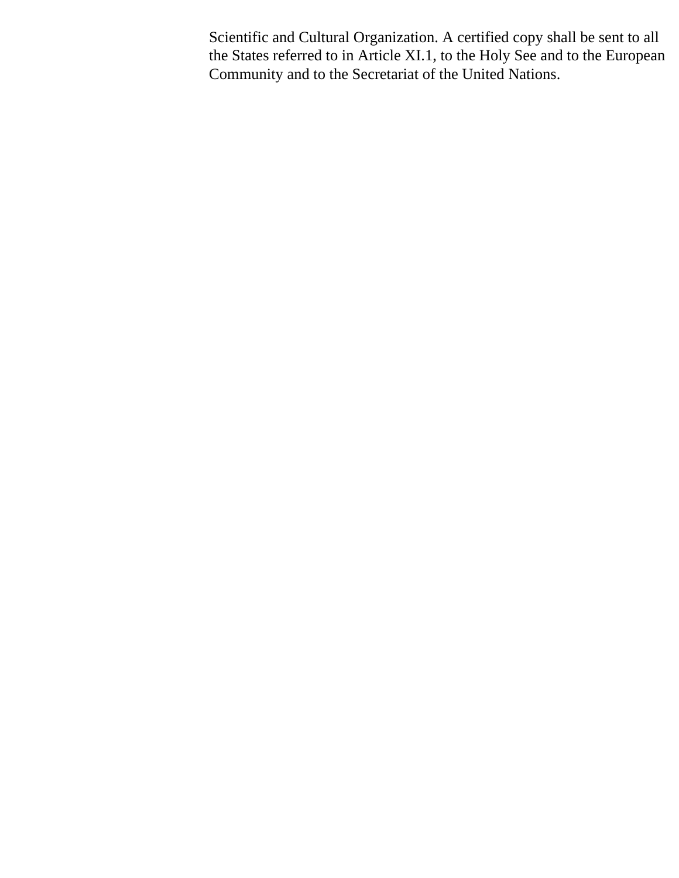Scientific and Cultural Organization. A certified copy shall be sent to all the States referred to in Article XI.1, to the Holy See and to the European Community and to the Secretariat of the United Nations.